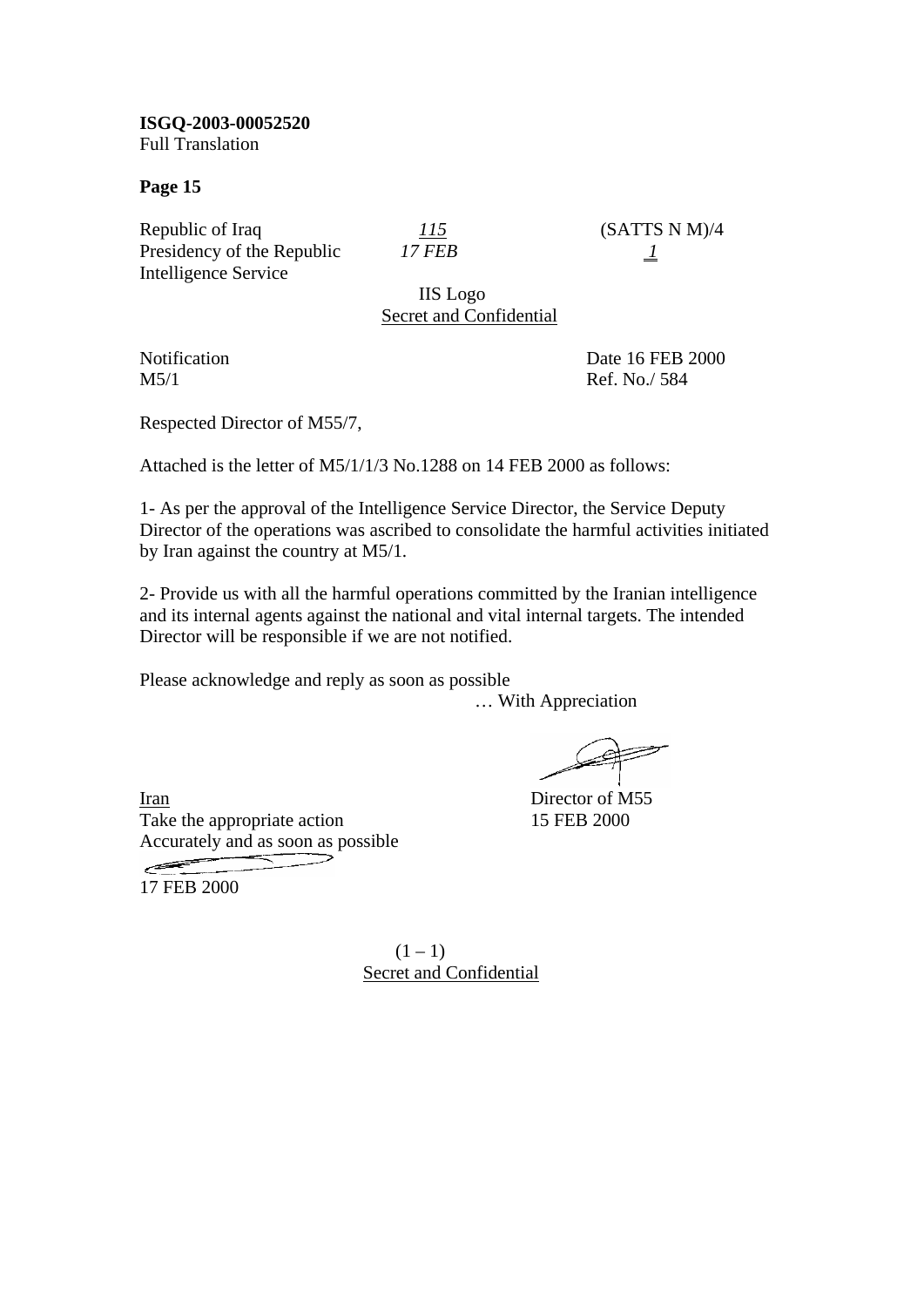**ISGQ-2003-00052520**
Full Translation

**Page 15**

Republic of Iraq
Presidency of the Republic
Intelligence Service

*115*
*17 FEB*

(SATTS N M)/4
*1*

IIS Logo
Secret and Confidential

Notification
M5/1

Date 16 FEB 2000
Ref. No./ 584

Respected Director of M55/7,

Attached is the letter of M5/1/1/3 No.1288 on 14 FEB 2000 as follows:

1- As per the approval of the Intelligence Service Director, the Service Deputy Director of the operations was ascribed to consolidate the harmful activities initiated by Iran against the country at M5/1.

2- Provide us with all the harmful operations committed by the Iranian intelligence and its internal agents against the national and vital internal targets. The intended Director will be responsible if we are not notified.

Please acknowledge and reply as soon as possible

… With Appreciation

Director of M55
15 FEB 2000

Iran
Take the appropriate action
Accurately and as soon as possible
17 FEB 2000

(1 – 1)
Secret and Confidential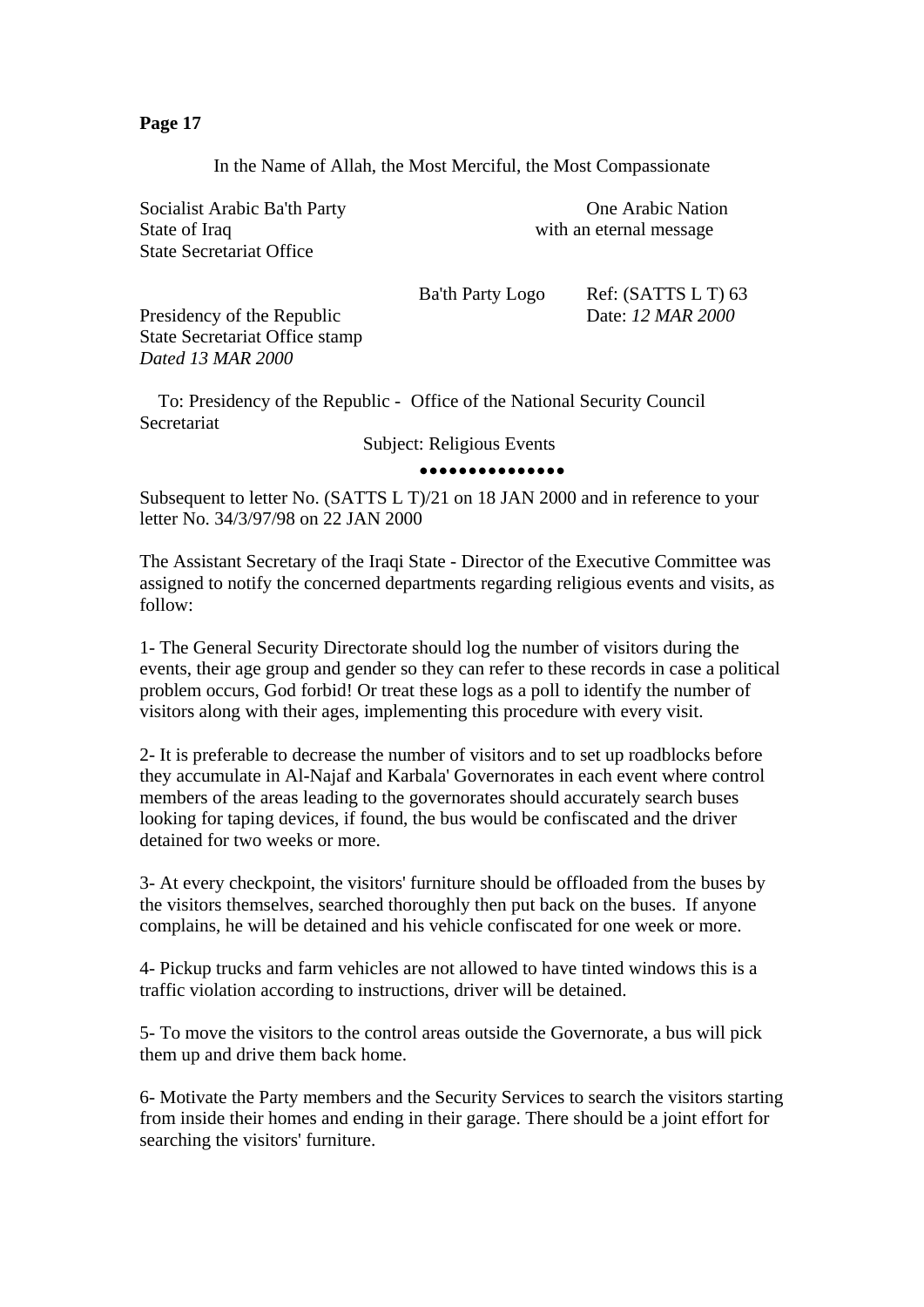**Page 17**

In the Name of Allah, the Most Merciful, the Most Compassionate

Socialist Arabic Ba'th Party
State of Iraq
State Secretariat Office

One Arabic Nation
with an eternal message

Ba'th Party Logo

Ref: (SATTS L T) 63
Date: *12 MAR 2000*

Presidency of the Republic
State Secretariat Office stamp
*Dated 13 MAR 2000*

To: Presidency of the Republic - Office of the National Security Council Secretariat

Subject: Religious Events

●●●●●●●●●●●●●●●

Subsequent to letter No. (SATTS L T)/21 on 18 JAN 2000 and in reference to your letter No. 34/3/97/98 on 22 JAN 2000

The Assistant Secretary of the Iraqi State - Director of the Executive Committee was assigned to notify the concerned departments regarding religious events and visits, as follow:

1- The General Security Directorate should log the number of visitors during the events, their age group and gender so they can refer to these records in case a political problem occurs, God forbid! Or treat these logs as a poll to identify the number of visitors along with their ages, implementing this procedure with every visit.

2- It is preferable to decrease the number of visitors and to set up roadblocks before they accumulate in Al-Najaf and Karbala' Governorates in each event where control members of the areas leading to the governorates should accurately search buses looking for taping devices, if found, the bus would be confiscated and the driver detained for two weeks or more.

3- At every checkpoint, the visitors' furniture should be offloaded from the buses by the visitors themselves, searched thoroughly then put back on the buses. If anyone complains, he will be detained and his vehicle confiscated for one week or more.

4- Pickup trucks and farm vehicles are not allowed to have tinted windows this is a traffic violation according to instructions, driver will be detained.

5- To move the visitors to the control areas outside the Governorate, a bus will pick them up and drive them back home.

6- Motivate the Party members and the Security Services to search the visitors starting from inside their homes and ending in their garage. There should be a joint effort for searching the visitors' furniture.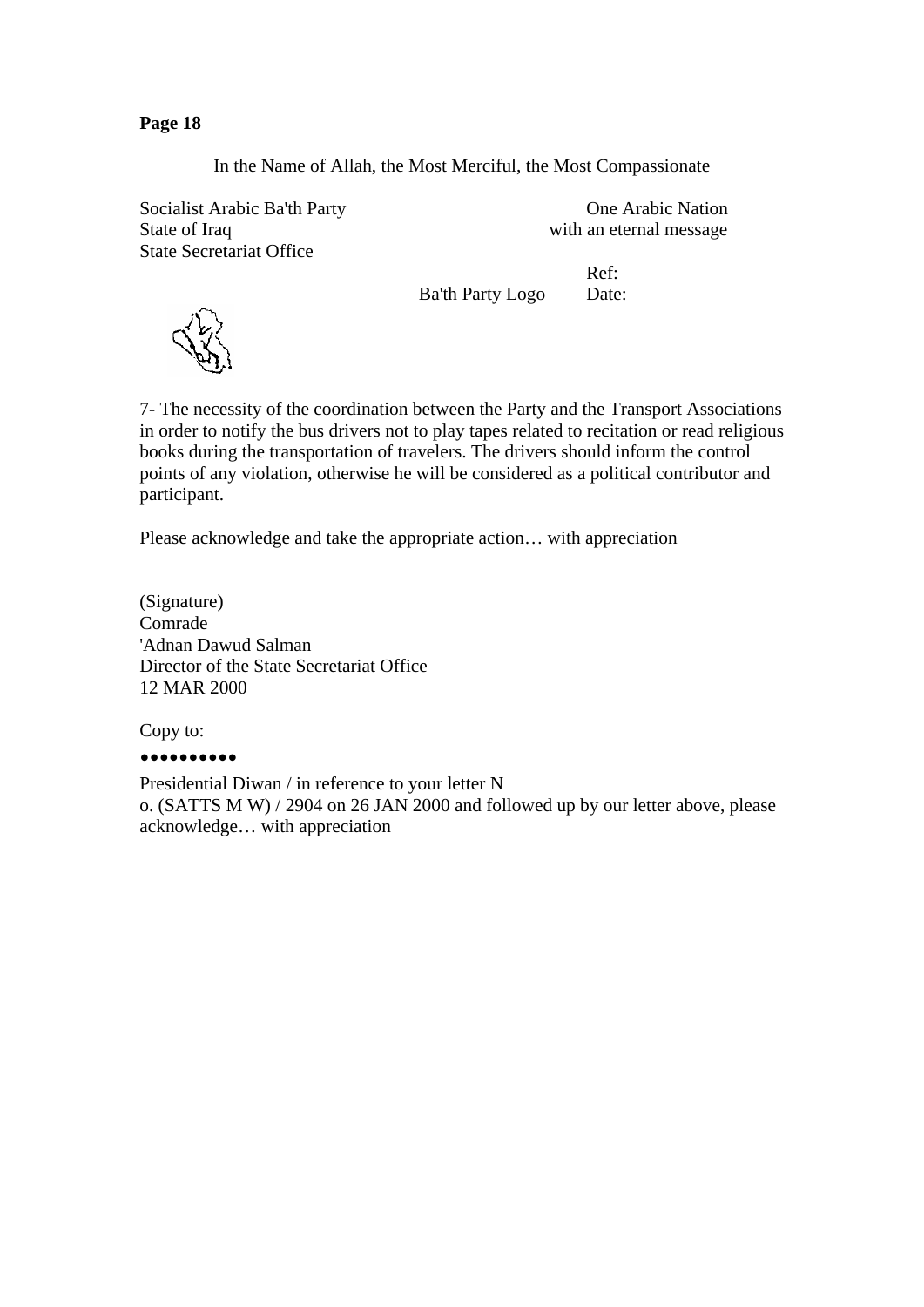**Page 18**

In the Name of Allah, the Most Merciful, the Most Compassionate

Socialist Arabic Ba'th Party
State of Iraq
State Secretariat Office

One Arabic Nation
with an eternal message

Ba'th Party Logo

Ref:
Date:

7- The necessity of the coordination between the Party and the Transport Associations in order to notify the bus drivers not to play tapes related to recitation or read religious books during the transportation of travelers. The drivers should inform the control points of any violation, otherwise he will be considered as a political contributor and participant.

Please acknowledge and take the appropriate action… with appreciation

(Signature)
Comrade
'Adnan Dawud Salman
Director of the State Secretariat Office
12 MAR 2000

Copy to:

●●●●●●●●●●

Presidential Diwan / in reference to your letter N
o. (SATTS M W) / 2904 on 26 JAN 2000 and followed up by our letter above, please acknowledge… with appreciation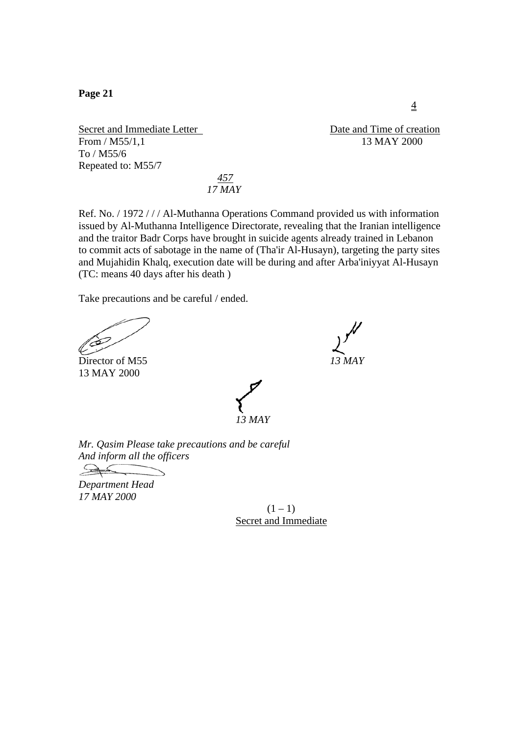**Page 21**

Secret and Immediate Letter

From / M55/1,1

To / M55/6

Repeated to: M55/7

Date and Time of creation

13 MAY 2000

*457*

*17 MAY*

Ref. No. / 1972 / / / Al-Muthanna Operations Command provided us with information issued by Al-Muthanna Intelligence Directorate, revealing that the Iranian intelligence and the traitor Badr Corps have brought in suicide agents already trained in Lebanon to commit acts of sabotage in the name of (Tha'ir Al-Husayn), targeting the party sites and Mujahidin Khalq, execution date will be during and after Arba'iniyyat Al-Husayn (TC: means 40 days after his death )

Take precautions and be careful / ended.

Director of M55

13 MAY 2000

*13 MAY*

*13 MAY*

*Mr. Qasim Please take precautions and be careful*
*And inform all the officers*

*Department Head*
*17 MAY 2000*

(1 – 1)

Secret and Immediate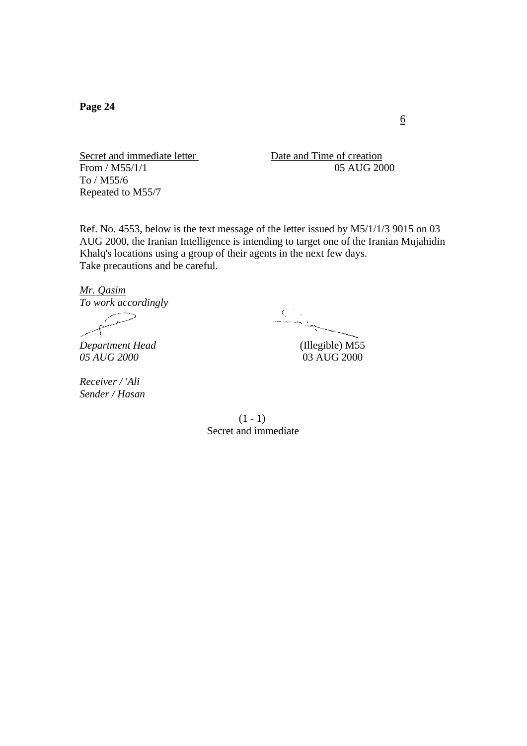**Page 24**

<u>6</u>

<u>Secret and immediate letter</u>
From / M55/1/1
To / M55/6
Repeated to M55/7

<u>Date and Time of creation</u>
05 AUG 2000

Ref. No. 4553, below is the text message of the letter issued by M5/1/1/3 9015 on 03 AUG 2000, the Iranian Intelligence is intending to target one of the Iranian Mujahidin Khalq's locations using a group of their agents in the next few days.
Take precautions and be careful.

*<u>Mr. Qasim</u>*
*To work accordingly*

*Department Head*
*05 AUG 2000*

(Illegible) M55
03 AUG 2000

*Receiver / 'Ali*
*Sender / Hasan*

(1 - 1)
Secret and immediate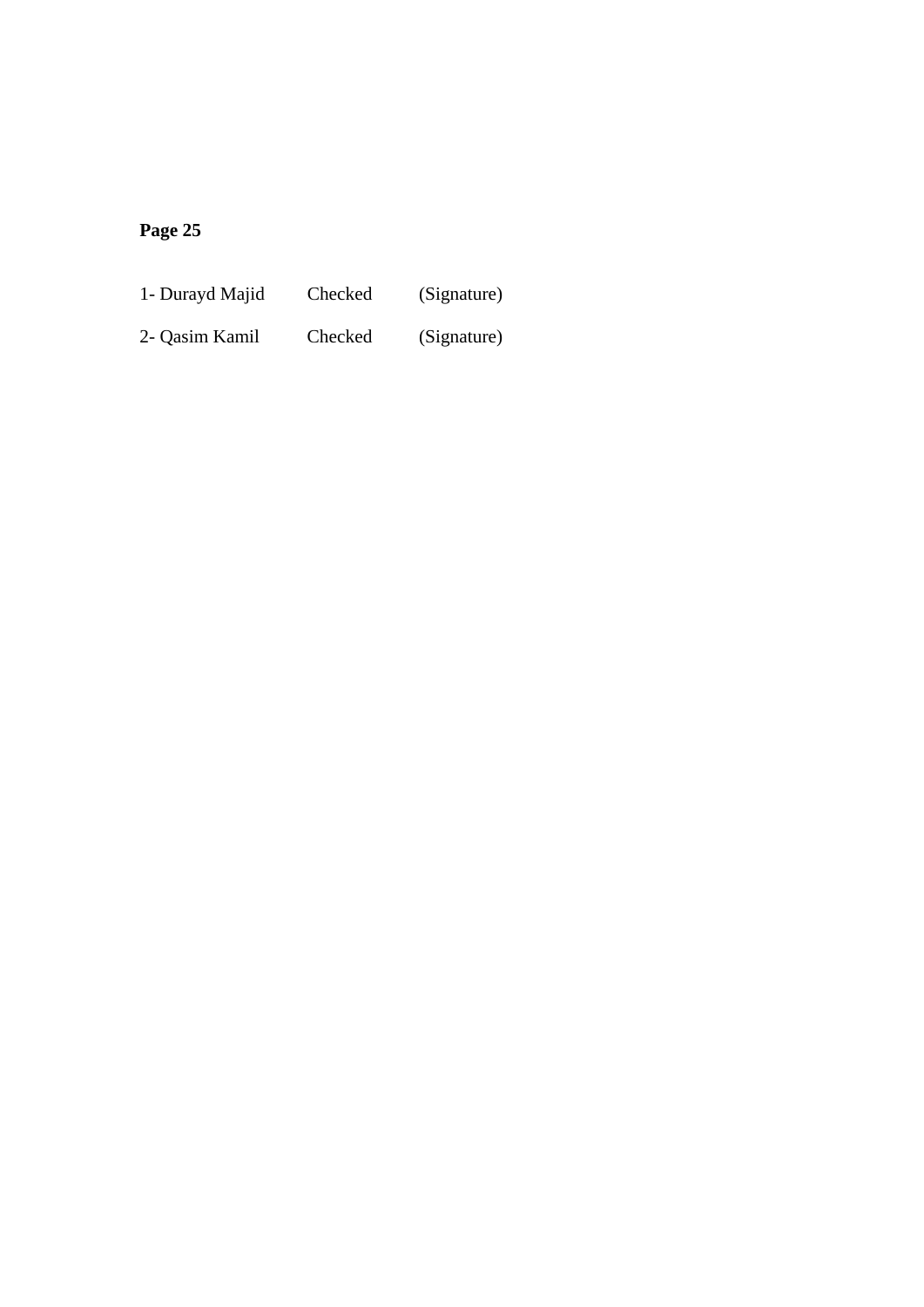**Page 25**

1- Durayd Majid Checked (Signature)

2- Qasim Kamil Checked (Signature)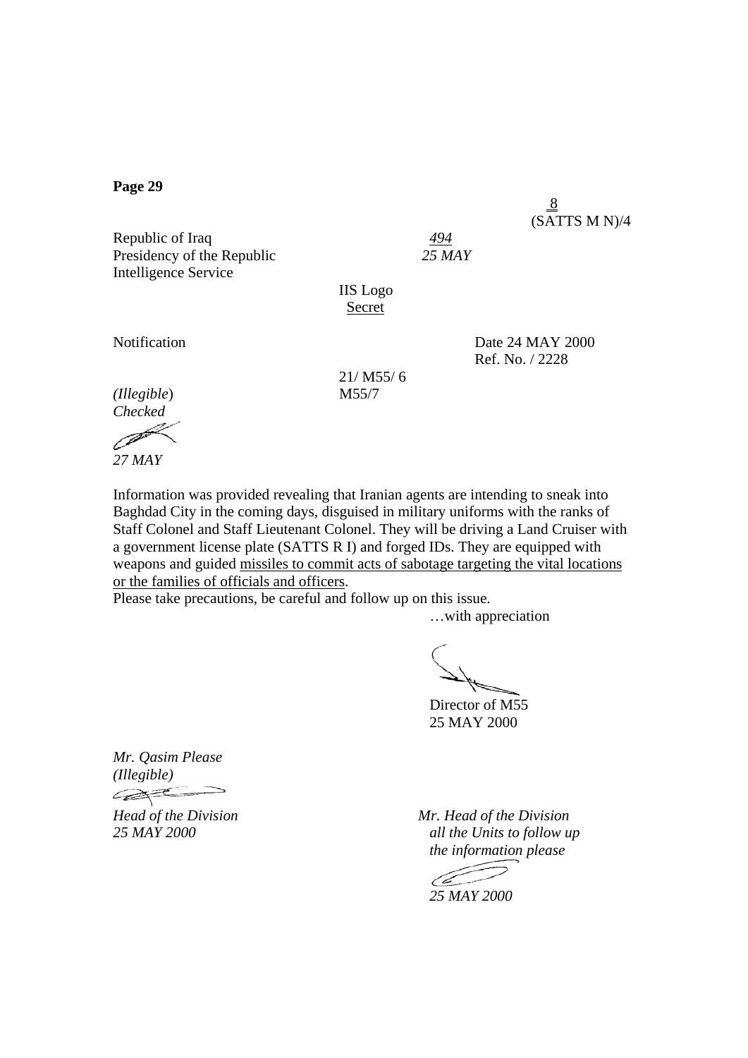**Page 29**

8
(SATTS M N)/4

Republic of Iraq
Presidency of the Republic
Intelligence Service

*494*
*25 MAY*

IIS Logo
Secret

Notification

Date 24 MAY 2000
Ref. No. / 2228

21/ M55/ 6
M55/7

*(Illegible)*
*Checked*

*27 MAY*

Information was provided revealing that Iranian agents are intending to sneak into Baghdad City in the coming days, disguised in military uniforms with the ranks of Staff Colonel and Staff Lieutenant Colonel. They will be driving a Land Cruiser with a government license plate (SATTS R I) and forged IDs. They are equipped with weapons and guided missiles to commit acts of sabotage targeting the vital locations or the families of officials and officers.

Please take precautions, be careful and follow up on this issue.

…with appreciation

Director of M55
25 MAY 2000

*Mr. Qasim Please*
*(Illegible)*

*Head of the Division*
*25 MAY 2000*

*Mr. Head of the Division*
*all the Units to follow up the information please*

*25 MAY 2000*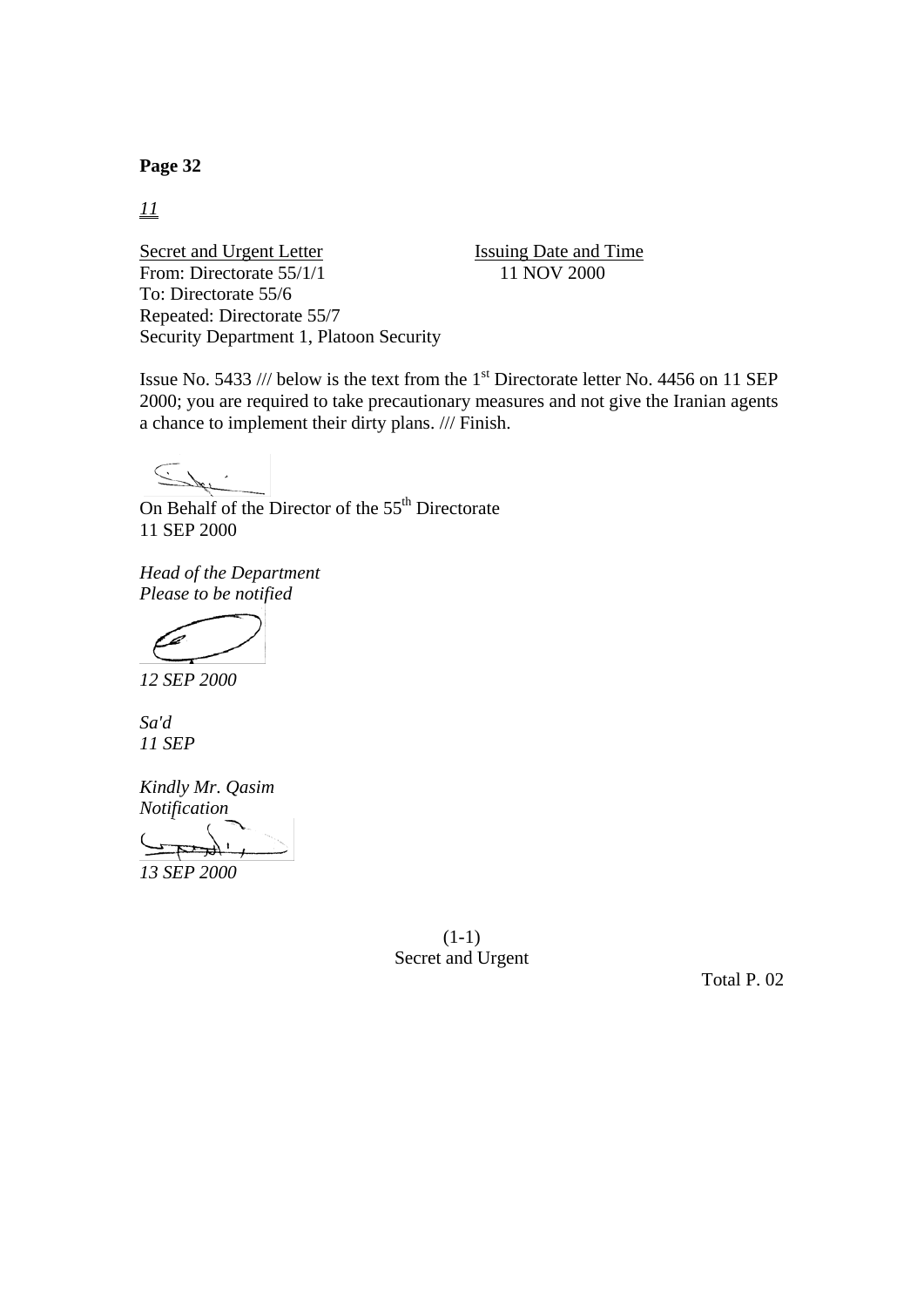**Page 32**

*11*

Secret and Urgent Letter — Issuing Date and Time: 11 NOV 2000

From: Directorate 55/1/1
To: Directorate 55/6
Repeated: Directorate 55/7
Security Department 1, Platoon Security

Issue No. 5433 /// below is the text from the 1st Directorate letter No. 4456 on 11 SEP 2000; you are required to take precautionary measures and not give the Iranian agents a chance to implement their dirty plans. /// Finish.

On Behalf of the Director of the 55th Directorate
11 SEP 2000

*Head of the Department*
*Please to be notified*

*12 SEP 2000*

*Sa'd*
*11 SEP*

*Kindly Mr. Qasim*
*Notification*

*13 SEP 2000*

(1-1)
Secret and Urgent

Total P. 02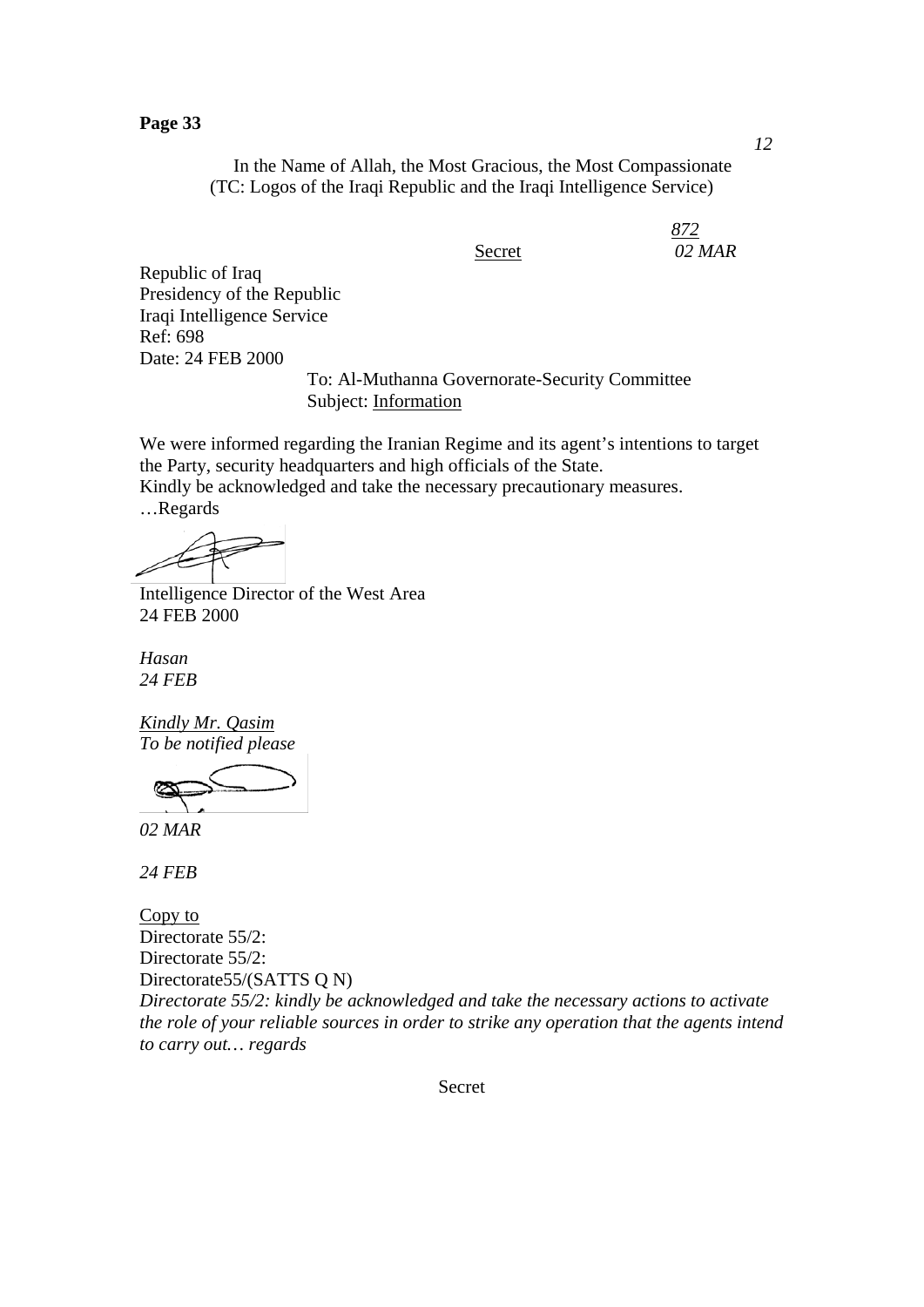**Page 33**

*12*

In the Name of Allah, the Most Gracious, the Most Compassionate
(TC: Logos of the Iraqi Republic and the Iraqi Intelligence Service)

*872*
*02 MAR*

Secret

Republic of Iraq
Presidency of the Republic
Iraqi Intelligence Service
Ref: 698
Date: 24 FEB 2000

To: Al-Muthanna Governorate-Security Committee
Subject: Information

We were informed regarding the Iranian Regime and its agent's intentions to target the Party, security headquarters and high officials of the State.
Kindly be acknowledged and take the necessary precautionary measures.
…Regards

Intelligence Director of the West Area
24 FEB 2000

*Hasan*
*24 FEB*

*Kindly Mr. Qasim*
*To be notified please*

*02 MAR*

*24 FEB*

Copy to
Directorate 55/2:
Directorate 55/2:
Directorate55/(SATTS Q N)
*Directorate 55/2: kindly be acknowledged and take the necessary actions to activate the role of your reliable sources in order to strike any operation that the agents intend to carry out… regards*

Secret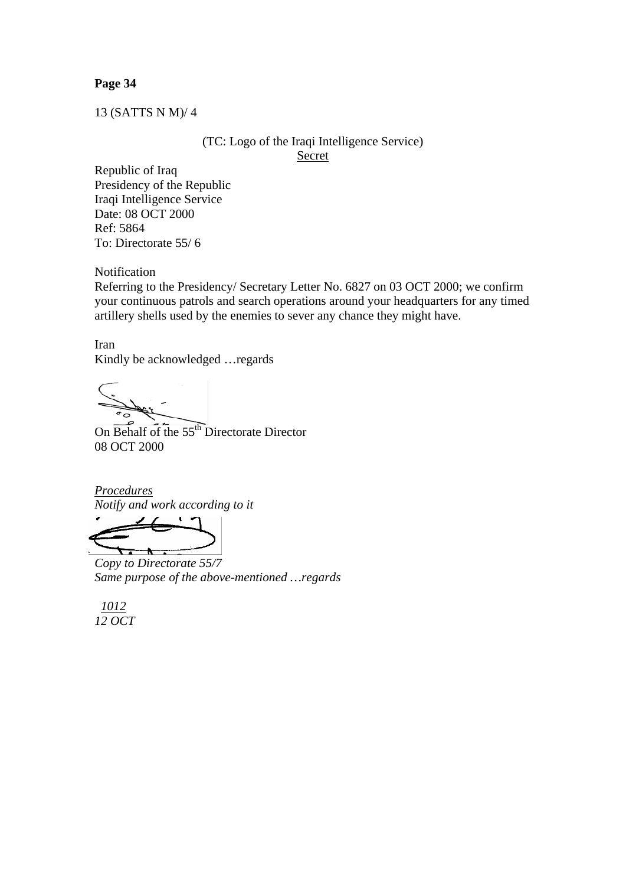**Page 34**

13 (SATTS N M)/ 4

(TC: Logo of the Iraqi Intelligence Service)
Secret

Republic of Iraq
Presidency of the Republic
Iraqi Intelligence Service
Date: 08 OCT 2000
Ref: 5864
To: Directorate 55/ 6

Notification
Referring to the Presidency/ Secretary Letter No. 6827 on 03 OCT 2000; we confirm your continuous patrols and search operations around your headquarters for any timed artillery shells used by the enemies to sever any chance they might have.

Iran
Kindly be acknowledged …regards

On Behalf of the 55th Directorate Director
08 OCT 2000

*Procedures*
*Notify and work according to it*

*Copy to Directorate 55/7*
*Same purpose of the above-mentioned …regards*

*1012*
*12 OCT*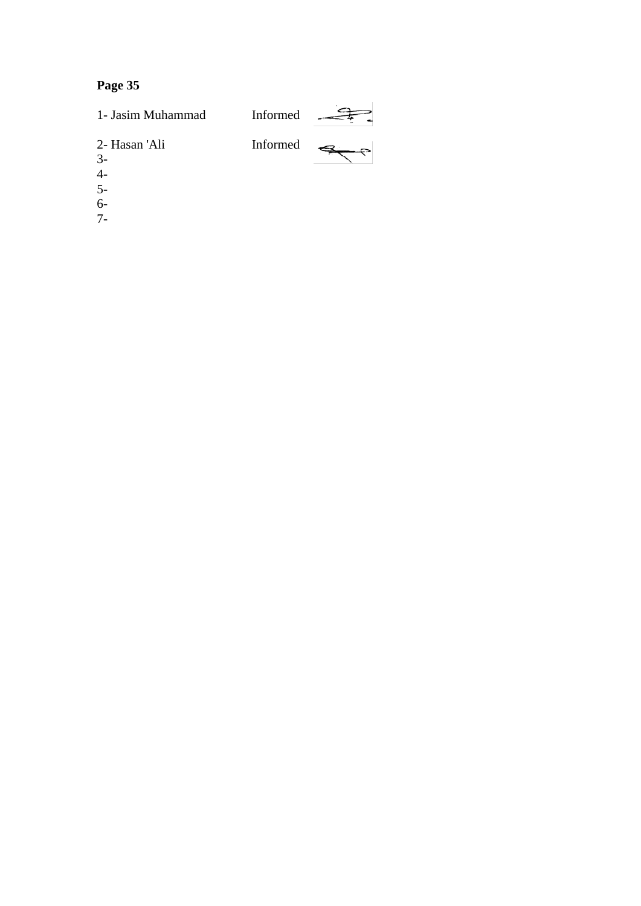**Page 35**

1- Jasim Muhammad Informed

2- Hasan 'Ali Informed

3-

4-

5-

6-

7-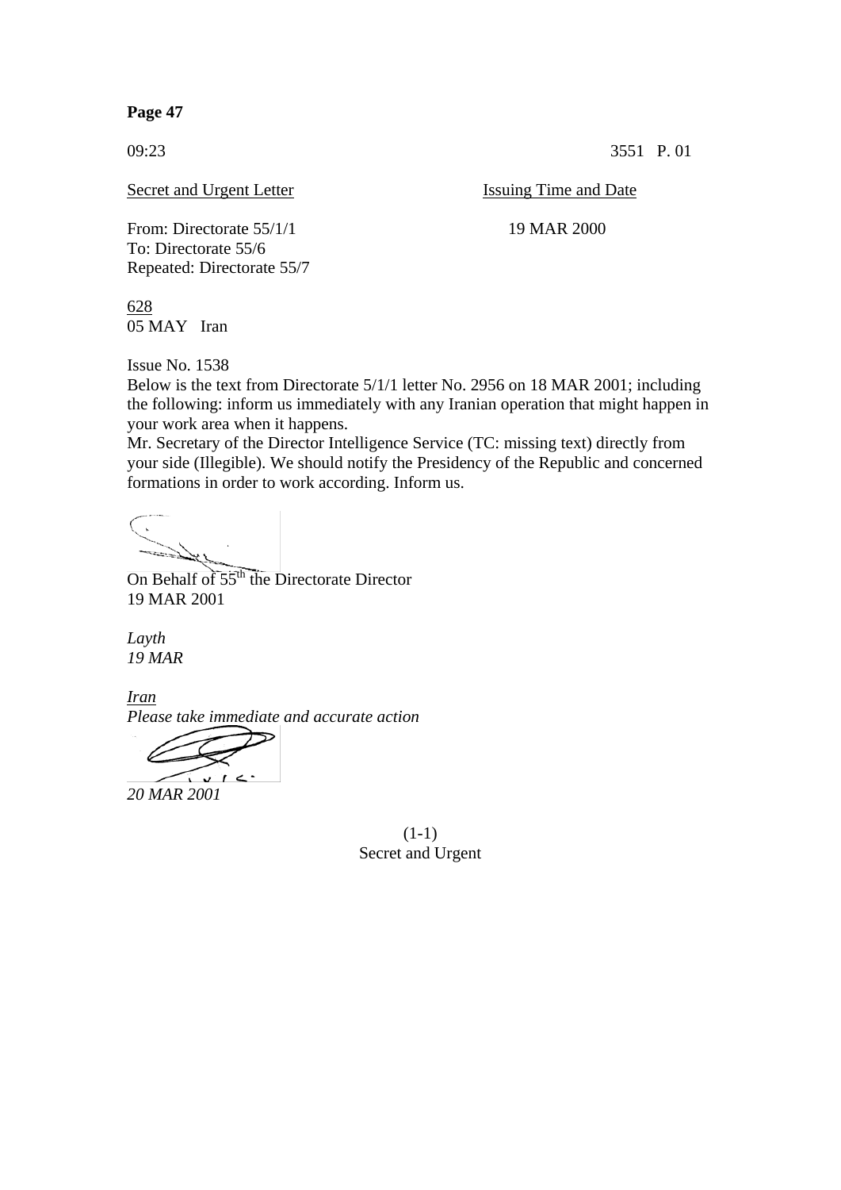**Page 47**

09:23 3551 P. 01

Secret and Urgent Letter | Issuing Time and Date

From: Directorate 55/1/1 19 MAR 2000
To: Directorate 55/6
Repeated: Directorate 55/7

628
05 MAY Iran

Issue No. 1538
Below is the text from Directorate 5/1/1 letter No. 2956 on 18 MAR 2001; including the following: inform us immediately with any Iranian operation that might happen in your work area when it happens.
Mr. Secretary of the Director Intelligence Service (TC: missing text) directly from your side (Illegible). We should notify the Presidency of the Republic and concerned formations in order to work according. Inform us.

On Behalf of 55th the Directorate Director
19 MAR 2001

*Layth*
*19 MAR*

*Iran*
*Please take immediate and accurate action*

*20 MAR 2001*

(1-1)
Secret and Urgent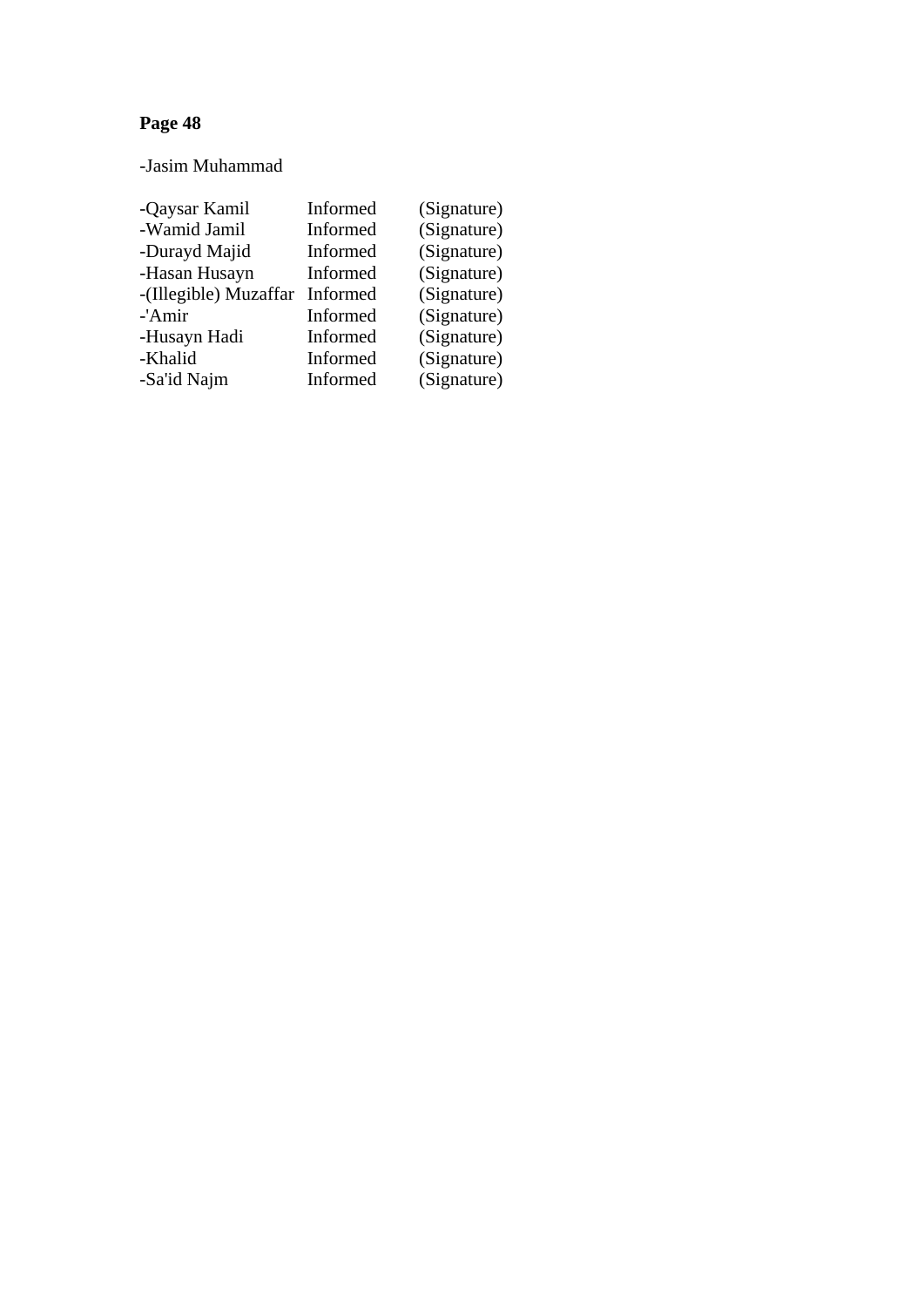**Page 48**

-Jasim Muhammad

| | | |
|---|---|---|
| -Qaysar Kamil | Informed | (Signature) |
| -Wamid Jamil | Informed | (Signature) |
| -Durayd Majid | Informed | (Signature) |
| -Hasan Husayn | Informed | (Signature) |
| -(Illegible) Muzaffar | Informed | (Signature) |
| -'Amir | Informed | (Signature) |
| -Husayn Hadi | Informed | (Signature) |
| -Khalid | Informed | (Signature) |
| -Sa'id Najm | Informed | (Signature) |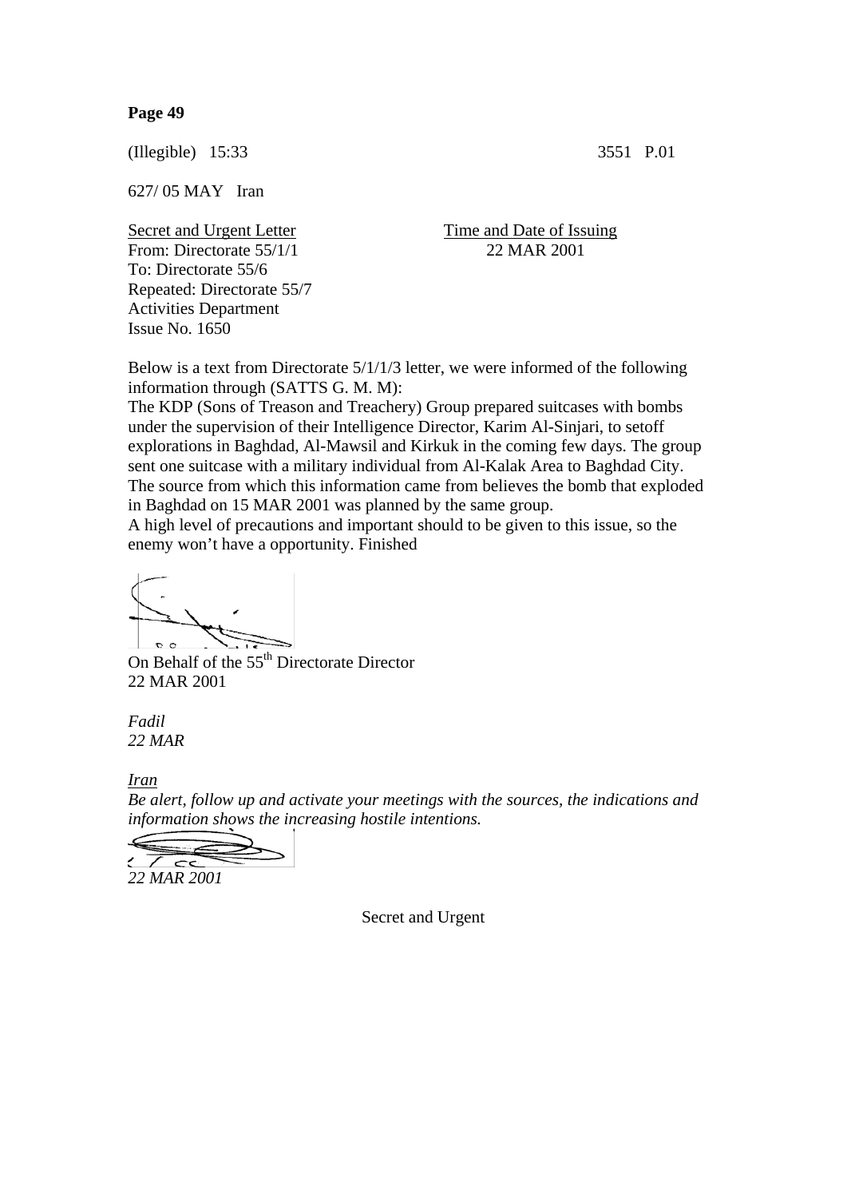**Page 49**

(Illegible) 15:33 3551 P.01

627/ 05 MAY Iran

Secret and Urgent Letter

Time and Date of Issuing
22 MAR 2001

From: Directorate 55/1/1
To: Directorate 55/6
Repeated: Directorate 55/7
Activities Department
Issue No. 1650

Below is a text from Directorate 5/1/1/3 letter, we were informed of the following information through (SATTS G. M. M):
The KDP (Sons of Treason and Treachery) Group prepared suitcases with bombs under the supervision of their Intelligence Director, Karim Al-Sinjari, to setoff explorations in Baghdad, Al-Mawsil and Kirkuk in the coming few days. The group sent one suitcase with a military individual from Al-Kalak Area to Baghdad City. The source from which this information came from believes the bomb that exploded in Baghdad on 15 MAR 2001 was planned by the same group.
A high level of precautions and important should to be given to this issue, so the enemy won't have a opportunity. Finished

On Behalf of the 55th Directorate Director
22 MAR 2001

*Fadil*
*22 MAR*

*Iran*
*Be alert, follow up and activate your meetings with the sources, the indications and information shows the increasing hostile intentions.*

*22 MAR 2001*

Secret and Urgent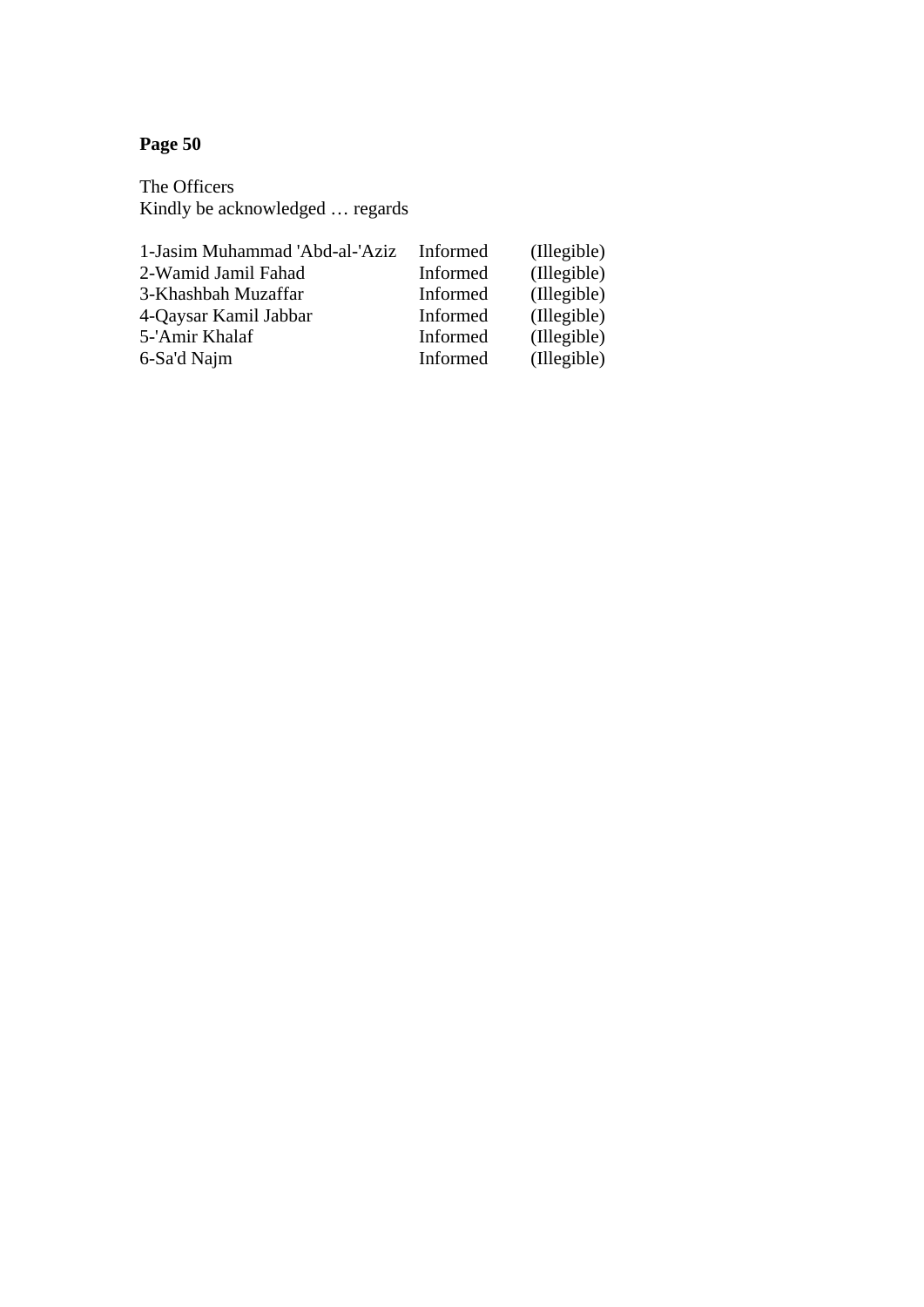**Page 50**

The Officers
Kindly be acknowledged … regards

| | | |
|---|---|---|
| 1-Jasim Muhammad 'Abd-al-'Aziz | Informed | (Illegible) |
| 2-Wamid Jamil Fahad | Informed | (Illegible) |
| 3-Khashbah Muzaffar | Informed | (Illegible) |
| 4-Qaysar Kamil Jabbar | Informed | (Illegible) |
| 5-'Amir Khalaf | Informed | (Illegible) |
| 6-Sa'd Najm | Informed | (Illegible) |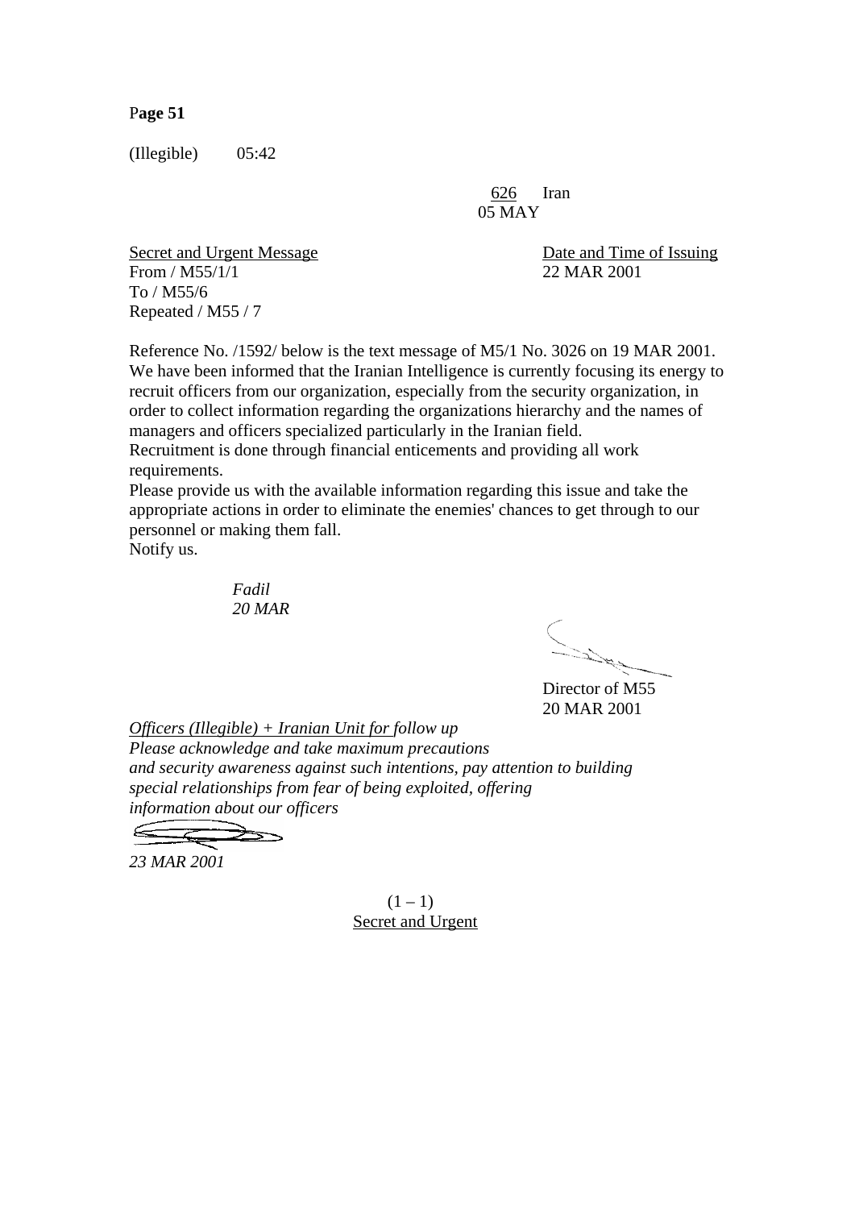**Page 51**

(Illegible)        05:42

626    Iran
05 MAY

<u>Secret and Urgent Message</u>
From / M55/1/1
To / M55/6
Repeated / M55 / 7

<u>Date and Time of Issuing</u>
22 MAR 2001

Reference No. /1592/ below is the text message of M5/1 No. 3026 on 19 MAR 2001.
We have been informed that the Iranian Intelligence is currently focusing its energy to recruit officers from our organization, especially from the security organization, in order to collect information regarding the organizations hierarchy and the names of managers and officers specialized particularly in the Iranian field.
Recruitment is done through financial enticements and providing all work requirements.
Please provide us with the available information regarding this issue and take the appropriate actions in order to eliminate the enemies' chances to get through to our personnel or making them fall.
Notify us.

*Fadil*
*20 MAR*

Director of M55
20 MAR 2001

*<u>Officers (Illegible) + Iranian Unit for</u> follow up*
*Please acknowledge and take maximum precautions*
*and security awareness against such intentions, pay attention to building*
*special relationships from fear of being exploited, offering*
*information about our officers*

*23 MAR 2001*

(1 – 1)
<u>Secret and Urgent</u>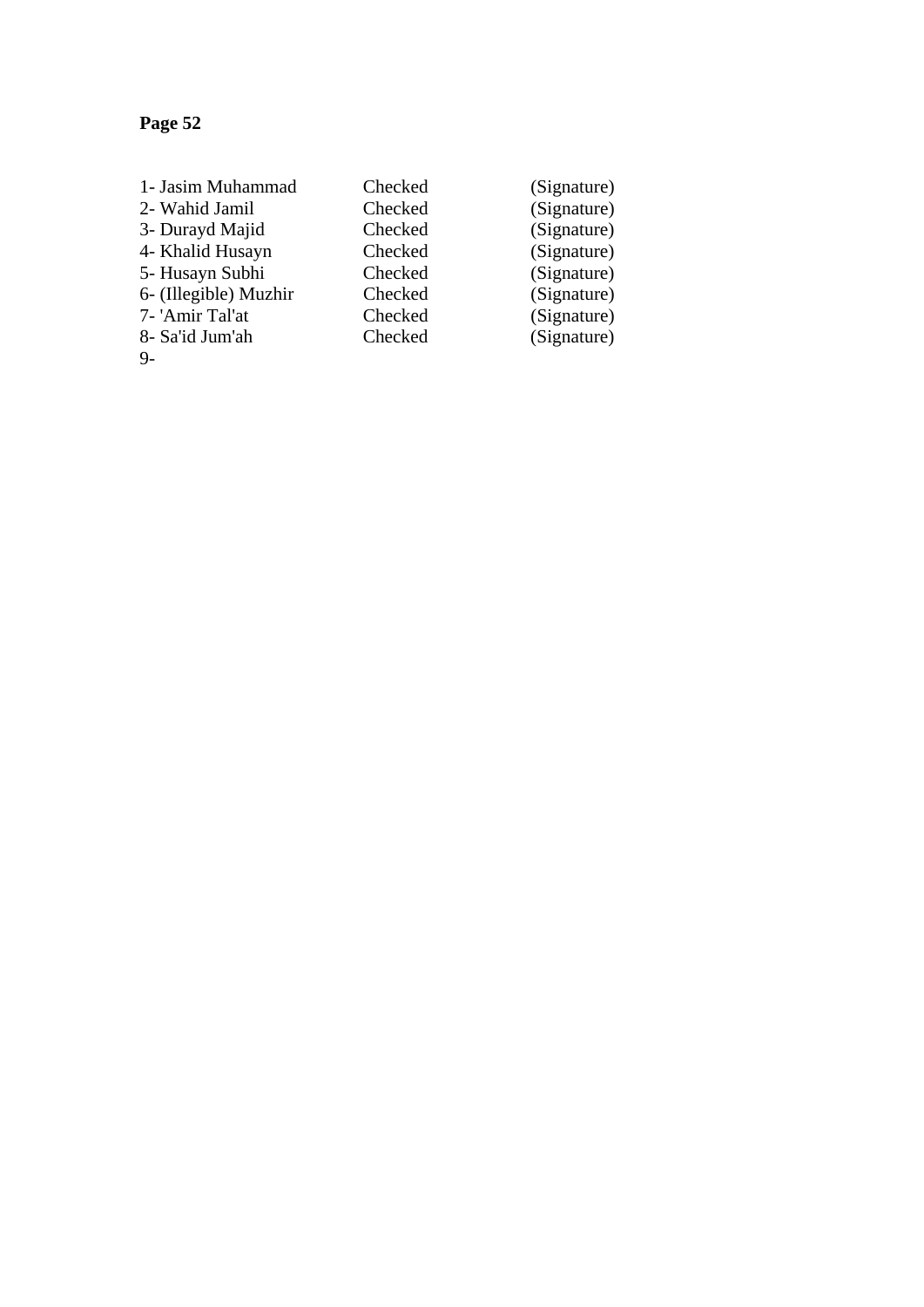**Page 52**

| | | |
|---|---|---|
| 1- Jasim Muhammad | Checked | (Signature) |
| 2- Wahid Jamil | Checked | (Signature) |
| 3- Durayd Majid | Checked | (Signature) |
| 4- Khalid Husayn | Checked | (Signature) |
| 5- Husayn Subhi | Checked | (Signature) |
| 6- (Illegible) Muzhir | Checked | (Signature) |
| 7- 'Amir Tal'at | Checked | (Signature) |
| 8- Sa'id Jum'ah | Checked | (Signature) |
| 9- | | |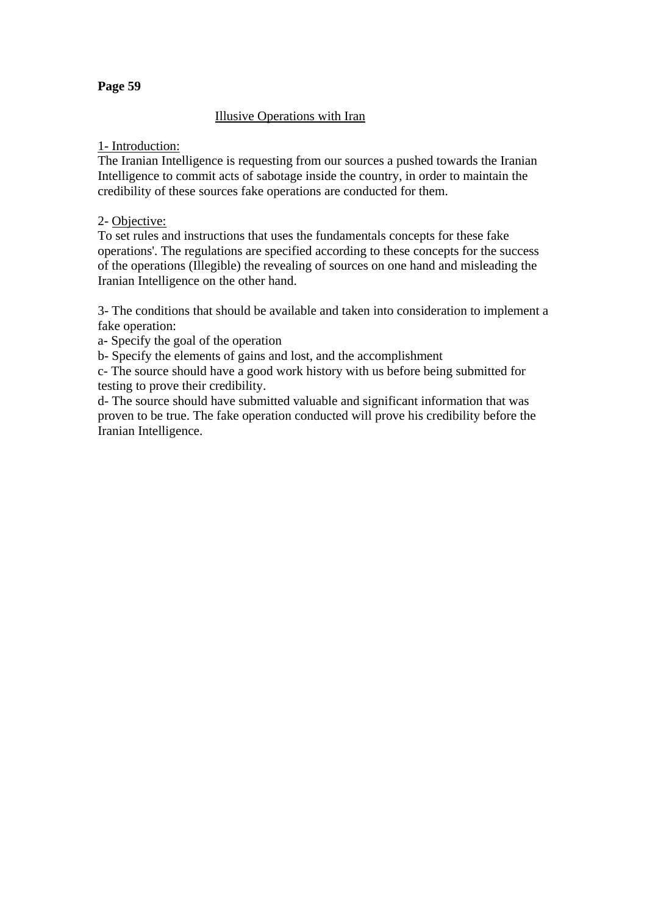**Page 59**

## Illusive Operations with Iran

1- Introduction:
The Iranian Intelligence is requesting from our sources a pushed towards the Iranian Intelligence to commit acts of sabotage inside the country, in order to maintain the credibility of these sources fake operations are conducted for them.

2- Objective:
To set rules and instructions that uses the fundamentals concepts for these fake operations'. The regulations are specified according to these concepts for the success of the operations (Illegible) the revealing of sources on one hand and misleading the Iranian Intelligence on the other hand.

3- The conditions that should be available and taken into consideration to implement a fake operation:
a- Specify the goal of the operation
b- Specify the elements of gains and lost, and the accomplishment
c- The source should have a good work history with us before being submitted for testing to prove their credibility.
d- The source should have submitted valuable and significant information that was proven to be true. The fake operation conducted will prove his credibility before the Iranian Intelligence.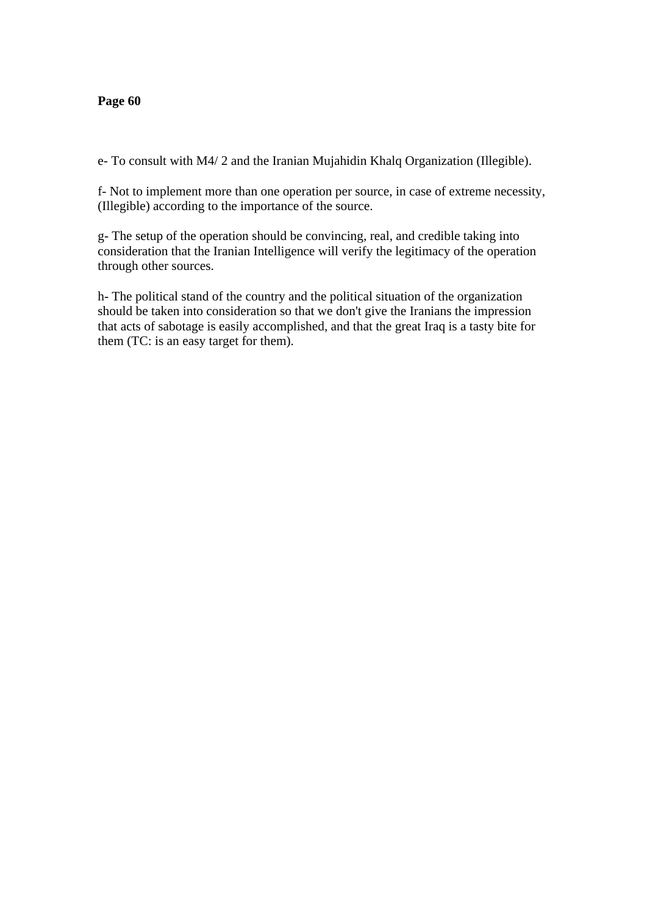**Page 60**

e- To consult with M4/ 2 and the Iranian Mujahidin Khalq Organization (Illegible).

f- Not to implement more than one operation per source, in case of extreme necessity, (Illegible) according to the importance of the source.

g- The setup of the operation should be convincing, real, and credible taking into consideration that the Iranian Intelligence will verify the legitimacy of the operation through other sources.

h- The political stand of the country and the political situation of the organization should be taken into consideration so that we don't give the Iranians the impression that acts of sabotage is easily accomplished, and that the great Iraq is a tasty bite for them (TC: is an easy target for them).